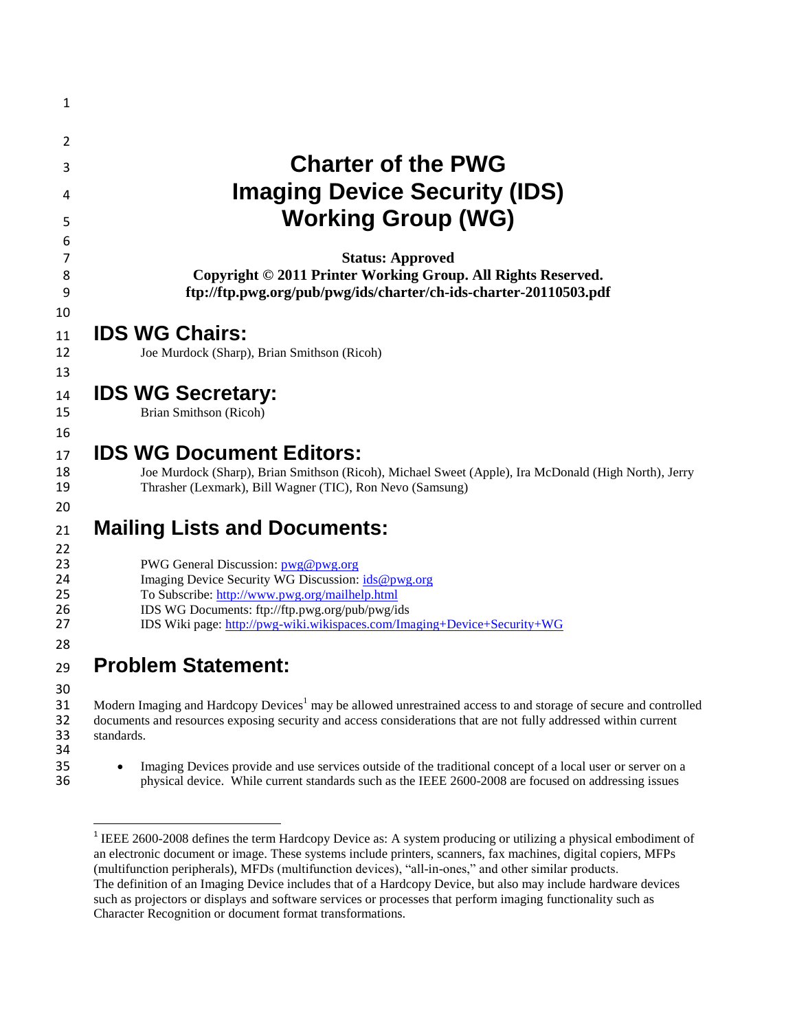# Charter of the PWG Imaging Device Security (IDS) Working Group (WG)

**Status: Approved**
**Copyright © 2011 Printer Working Group. All Rights Reserved.**
**ftp://ftp.pwg.org/pub/pwg/ids/charter/ch-ids-charter-20110503.pdf**

## IDS WG Chairs:

Joe Murdock (Sharp), Brian Smithson (Ricoh)

## IDS WG Secretary:

Brian Smithson (Ricoh)

## IDS WG Document Editors:

Joe Murdock (Sharp), Brian Smithson (Ricoh), Michael Sweet (Apple), Ira McDonald (High North), Jerry Thrasher (Lexmark), Bill Wagner (TIC), Ron Nevo (Samsung)

## Mailing Lists and Documents:

PWG General Discussion: pwg@pwg.org
Imaging Device Security WG Discussion: ids@pwg.org
To Subscribe: http://www.pwg.org/mailhelp.html
IDS WG Documents: ftp://ftp.pwg.org/pub/pwg/ids
IDS Wiki page: http://pwg-wiki.wikispaces.com/Imaging+Device+Security+WG

## Problem Statement:

Modern Imaging and Hardcopy Devices[1] may be allowed unrestrained access to and storage of secure and controlled documents and resources exposing security and access considerations that are not fully addressed within current standards.

- Imaging Devices provide and use services outside of the traditional concept of a local user or server on a physical device. While current standards such as the IEEE 2600-2008 are focused on addressing issues

[1] IEEE 2600-2008 defines the term Hardcopy Device as: A system producing or utilizing a physical embodiment of an electronic document or image. These systems include printers, scanners, fax machines, digital copiers, MFPs (multifunction peripherals), MFDs (multifunction devices), "all-in-ones," and other similar products.
The definition of an Imaging Device includes that of a Hardcopy Device, but also may include hardware devices such as projectors or displays and software services or processes that perform imaging functionality such as Character Recognition or document format transformations.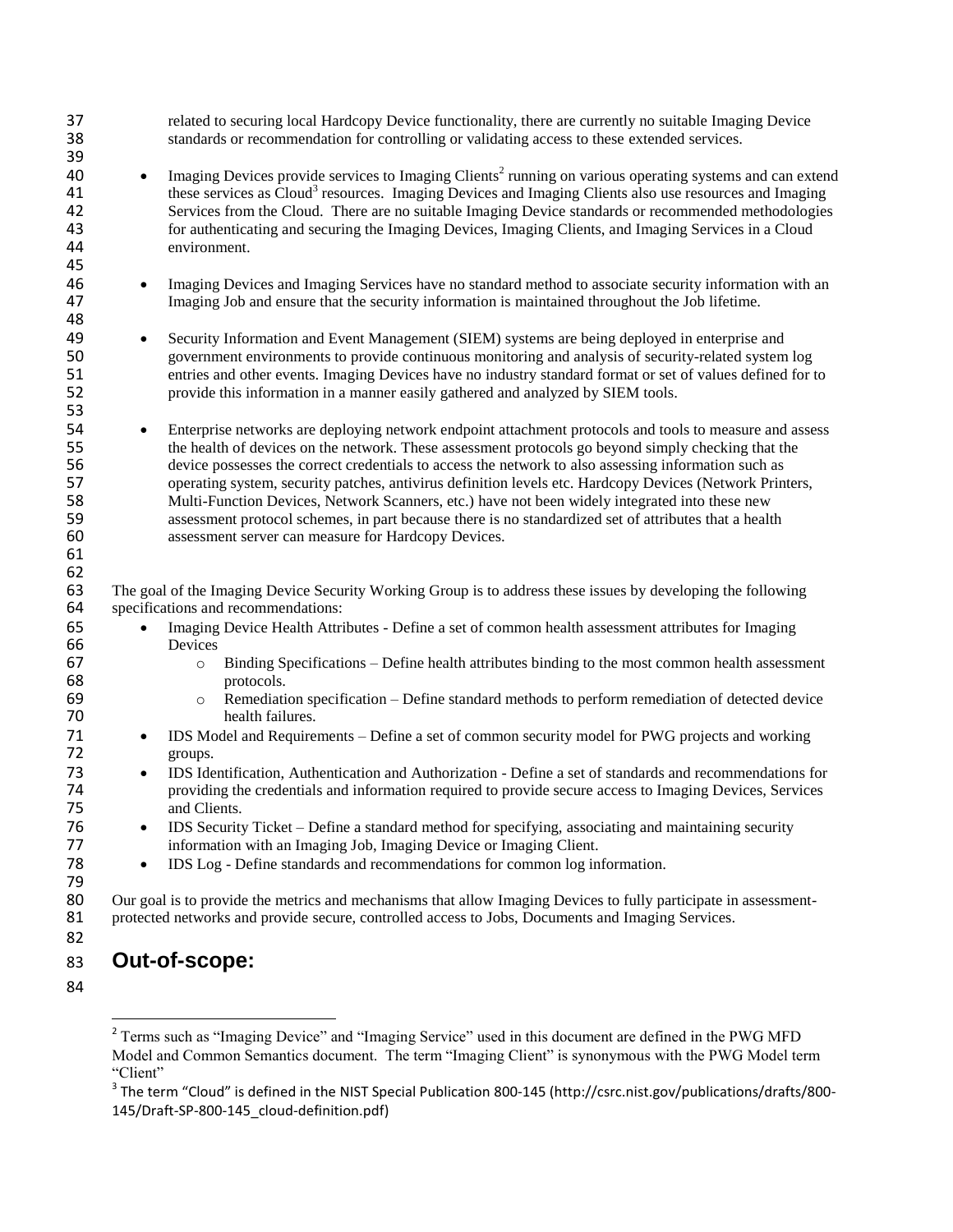related to securing local Hardcopy Device functionality, there are currently no suitable Imaging Device standards or recommendation for controlling or validating access to these extended services.

- Imaging Devices provide services to Imaging Clients[2] running on various operating systems and can extend these services as Cloud[3] resources. Imaging Devices and Imaging Clients also use resources and Imaging Services from the Cloud. There are no suitable Imaging Device standards or recommended methodologies for authenticating and securing the Imaging Devices, Imaging Clients, and Imaging Services in a Cloud environment.

- Imaging Devices and Imaging Services have no standard method to associate security information with an Imaging Job and ensure that the security information is maintained throughout the Job lifetime.

- Security Information and Event Management (SIEM) systems are being deployed in enterprise and government environments to provide continuous monitoring and analysis of security-related system log entries and other events. Imaging Devices have no industry standard format or set of values defined for to provide this information in a manner easily gathered and analyzed by SIEM tools.

- Enterprise networks are deploying network endpoint attachment protocols and tools to measure and assess the health of devices on the network. These assessment protocols go beyond simply checking that the device possesses the correct credentials to access the network to also assessing information such as operating system, security patches, antivirus definition levels etc. Hardcopy Devices (Network Printers, Multi-Function Devices, Network Scanners, etc.) have not been widely integrated into these new assessment protocol schemes, in part because there is no standardized set of attributes that a health assessment server can measure for Hardcopy Devices.

The goal of the Imaging Device Security Working Group is to address these issues by developing the following specifications and recommendations:

- Imaging Device Health Attributes - Define a set of common health assessment attributes for Imaging Devices
  - Binding Specifications – Define health attributes binding to the most common health assessment protocols.
  - Remediation specification – Define standard methods to perform remediation of detected device health failures.
- IDS Model and Requirements – Define a set of common security model for PWG projects and working groups.
- IDS Identification, Authentication and Authorization - Define a set of standards and recommendations for providing the credentials and information required to provide secure access to Imaging Devices, Services and Clients.
- IDS Security Ticket – Define a standard method for specifying, associating and maintaining security information with an Imaging Job, Imaging Device or Imaging Client.
- IDS Log - Define standards and recommendations for common log information.

Our goal is to provide the metrics and mechanisms that allow Imaging Devices to fully participate in assessment-protected networks and provide secure, controlled access to Jobs, Documents and Imaging Services.

## Out-of-scope:

[2] Terms such as "Imaging Device" and "Imaging Service" used in this document are defined in the PWG MFD Model and Common Semantics document. The term "Imaging Client" is synonymous with the PWG Model term "Client"

[3] The term "Cloud" is defined in the NIST Special Publication 800-145 (http://csrc.nist.gov/publications/drafts/800-145/Draft-SP-800-145_cloud-definition.pdf)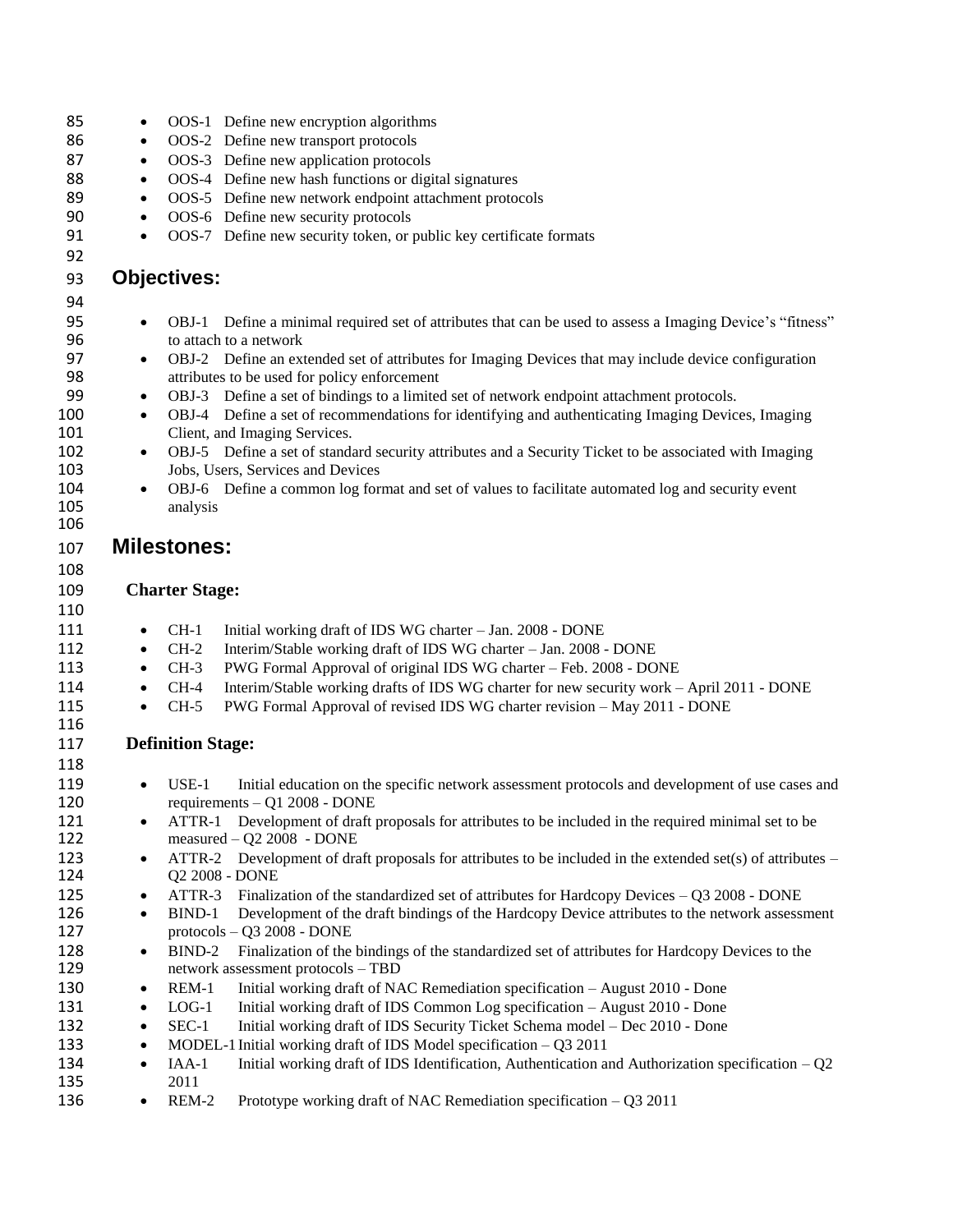- OOS-1 Define new encryption algorithms
- OOS-2 Define new transport protocols
- OOS-3 Define new application protocols
- OOS-4 Define new hash functions or digital signatures
- OOS-5 Define new network endpoint attachment protocols
- OOS-6 Define new security protocols
- OOS-7 Define new security token, or public key certificate formats

## Objectives:

- OBJ-1 Define a minimal required set of attributes that can be used to assess a Imaging Device's "fitness" to attach to a network
- OBJ-2 Define an extended set of attributes for Imaging Devices that may include device configuration attributes to be used for policy enforcement
- OBJ-3 Define a set of bindings to a limited set of network endpoint attachment protocols.
- OBJ-4 Define a set of recommendations for identifying and authenticating Imaging Devices, Imaging Client, and Imaging Services.
- OBJ-5 Define a set of standard security attributes and a Security Ticket to be associated with Imaging Jobs, Users, Services and Devices
- OBJ-6 Define a common log format and set of values to facilitate automated log and security event analysis

## Milestones:

### Charter Stage:

- CH-1 Initial working draft of IDS WG charter – Jan. 2008 - DONE
- CH-2 Interim/Stable working draft of IDS WG charter – Jan. 2008 - DONE
- CH-3 PWG Formal Approval of original IDS WG charter – Feb. 2008 - DONE
- CH-4 Interim/Stable working drafts of IDS WG charter for new security work – April 2011 - DONE
- CH-5 PWG Formal Approval of revised IDS WG charter revision – May 2011 - DONE

### Definition Stage:

- USE-1 Initial education on the specific network assessment protocols and development of use cases and requirements – Q1 2008 - DONE
- ATTR-1 Development of draft proposals for attributes to be included in the required minimal set to be measured – Q2 2008 - DONE
- ATTR-2 Development of draft proposals for attributes to be included in the extended set(s) of attributes – Q2 2008 - DONE
- ATTR-3 Finalization of the standardized set of attributes for Hardcopy Devices – Q3 2008 - DONE
- BIND-1 Development of the draft bindings of the Hardcopy Device attributes to the network assessment protocols – Q3 2008 - DONE
- BIND-2 Finalization of the bindings of the standardized set of attributes for Hardcopy Devices to the network assessment protocols – TBD
- REM-1 Initial working draft of NAC Remediation specification – August 2010 - Done
- LOG-1 Initial working draft of IDS Common Log specification – August 2010 - Done
- SEC-1 Initial working draft of IDS Security Ticket Schema model – Dec 2010 - Done
- MODEL-1 Initial working draft of IDS Model specification – Q3 2011
- IAA-1 Initial working draft of IDS Identification, Authentication and Authorization specification – Q2 2011
- REM-2 Prototype working draft of NAC Remediation specification – Q3 2011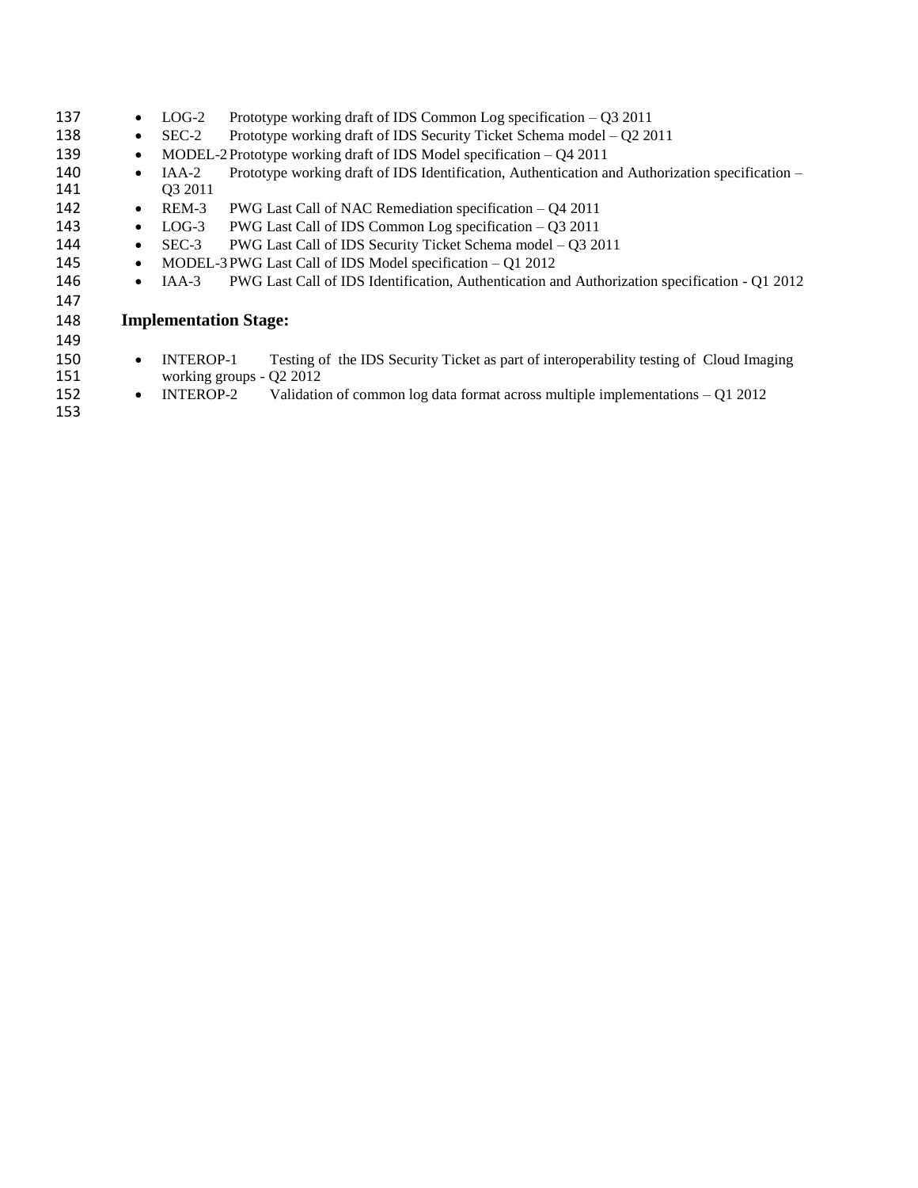- LOG-2 Prototype working draft of IDS Common Log specification – Q3 2011
- SEC-2 Prototype working draft of IDS Security Ticket Schema model – Q2 2011
- MODEL-2 Prototype working draft of IDS Model specification – Q4 2011
- IAA-2 Prototype working draft of IDS Identification, Authentication and Authorization specification – Q3 2011
- REM-3 PWG Last Call of NAC Remediation specification – Q4 2011
- LOG-3 PWG Last Call of IDS Common Log specification – Q3 2011
- SEC-3 PWG Last Call of IDS Security Ticket Schema model – Q3 2011
- MODEL-3 PWG Last Call of IDS Model specification – Q1 2012
- IAA-3 PWG Last Call of IDS Identification, Authentication and Authorization specification - Q1 2012

## Implementation Stage:

- INTEROP-1 Testing of the IDS Security Ticket as part of interoperability testing of Cloud Imaging working groups - Q2 2012
- INTEROP-2 Validation of common log data format across multiple implementations – Q1 2012